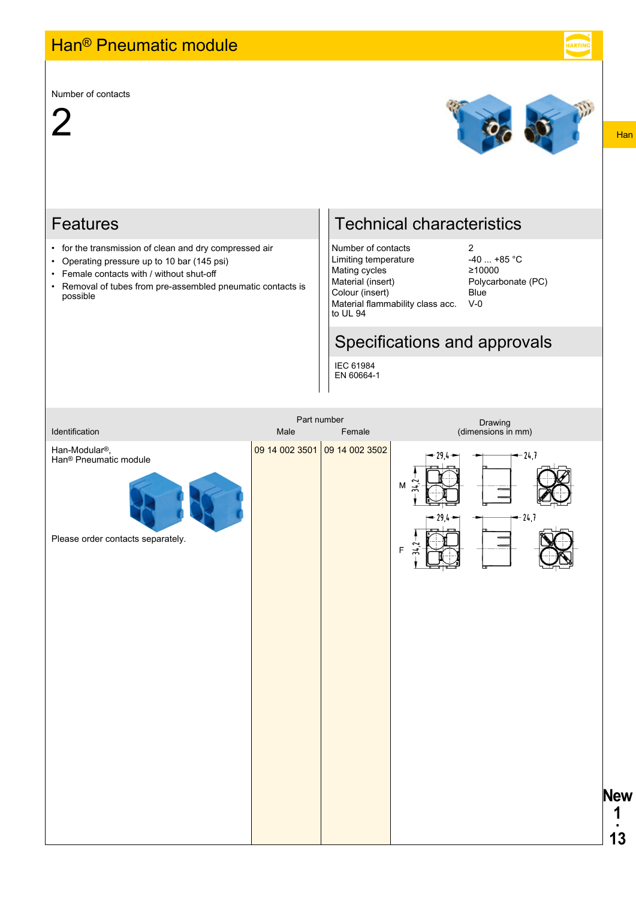# Han® Pneumatic module

Number of contacts

2

## Features

- for the transmission of clean and dry compressed air
- Operating pressure up to 10 bar (145 psi)
- Female contacts with / without shut-off
- Removal of tubes from pre-assembled pneumatic contacts is possible

## Technical characteristics

| | |
|---|---|
| Number of contacts | 2 |
| Limiting temperature | -40 ... +85 °C |
| Mating cycles | ≥10000 |
| Material (insert) | Polycarbonate (PC) |
| Colour (insert) | Blue |
| Material flammability class acc. to UL 94 | V-0 |

## Specifications and approvals

IEC 61984
EN 60664-1

| Identification | Part number Male | Part number Female | Drawing (dimensions in mm) |
|---|---|---|---|
| Han-Modular®, Han® Pneumatic module<br><br>Please order contacts separately. | 09 14 002 3501 | 09 14 002 3502 | M: 29,4 / 34,2 / 24,7<br>F: 29,4 / 34,2 / 24,7 |

New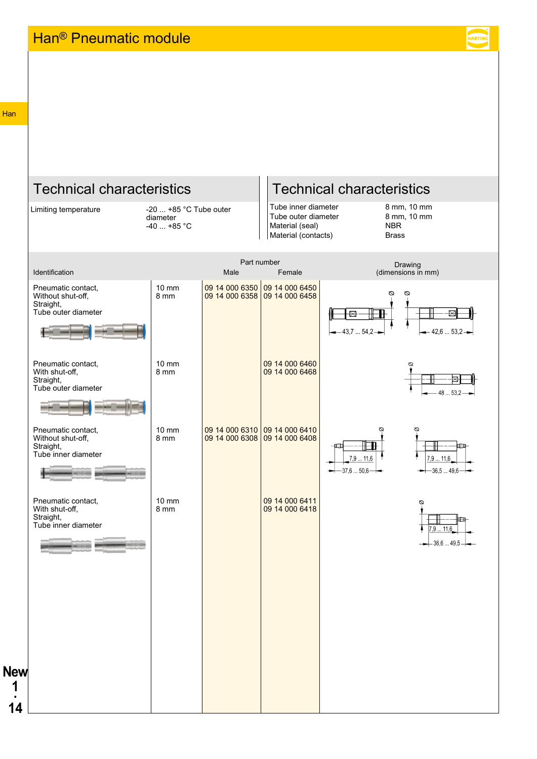# Han® Pneumatic module

## Technical characteristics

| | |
|---|---|
| Limiting temperature | -20 ... +85 °C Tube outer diameter<br>-40 ... +85 °C |

## Technical characteristics

| | |
|---|---|
| Tube inner diameter | 8 mm, 10 mm |
| Tube outer diameter | 8 mm, 10 mm |
| Material (seal) | NBR |
| Material (contacts) | Brass |

| Identification | | Part number Male | Part number Female | Drawing (dimensions in mm) |
|---|---|---|---|---|
| Pneumatic contact, Without shut-off, Straight, Tube outer diameter | 10 mm<br>8 mm | 09 14 000 6350<br>09 14 000 6358 | 09 14 000 6450<br>09 14 000 6458 | 43,7 ... 54,2<br>42,6 ... 53,2 |
| Pneumatic contact, With shut-off, Straight, Tube outer diameter | 10 mm<br>8 mm | | 09 14 000 6460<br>09 14 000 6468 | 48 ... 53,2 |
| Pneumatic contact, Without shut-off, Straight, Tube inner diameter | 10 mm<br>8 mm | 09 14 000 6310<br>09 14 000 6308 | 09 14 000 6410<br>09 14 000 6408 | 7,9 ... 11,6<br>37,6 ... 50,6<br>7,9 ... 11,6<br>36,5 ... 49,6 |
| Pneumatic contact, With shut-off, Straight, Tube inner diameter | 10 mm<br>8 mm | | 09 14 000 6411<br>09 14 000 6418 | 7,9 ... 11,6<br>36,6 ... 49,5 |

New